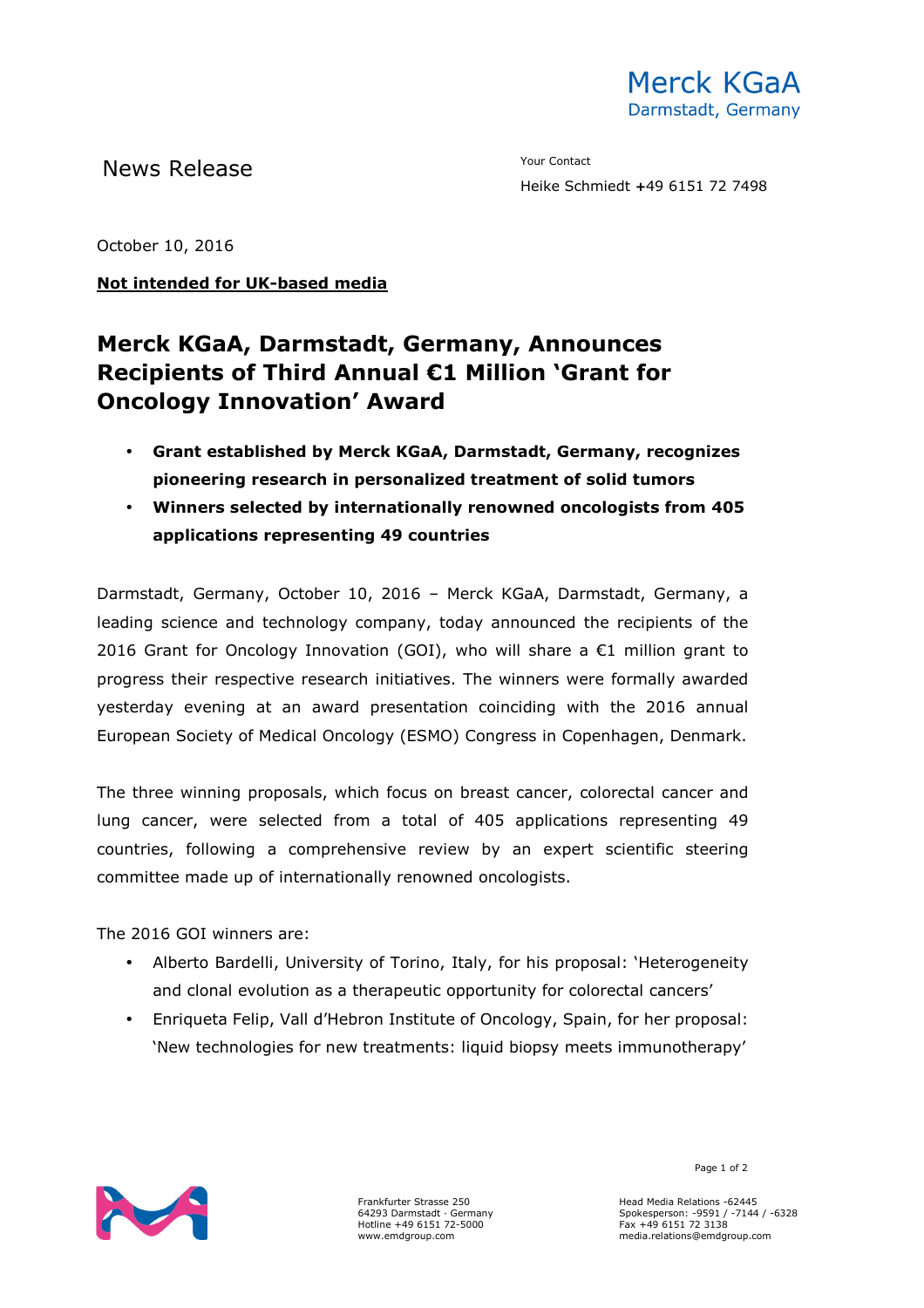Merck KGaA
Darmstadt, Germany

News Release

Your Contact

Heike Schmiedt +49 6151 72 7498

October 10, 2016

**Not intended for UK-based media**

# Merck KGaA, Darmstadt, Germany, Announces Recipients of Third Annual €1 Million 'Grant for Oncology Innovation' Award

- **Grant established by Merck KGaA, Darmstadt, Germany, recognizes pioneering research in personalized treatment of solid tumors**
- **Winners selected by internationally renowned oncologists from 405 applications representing 49 countries**

Darmstadt, Germany, October 10, 2016 – Merck KGaA, Darmstadt, Germany, a leading science and technology company, today announced the recipients of the 2016 Grant for Oncology Innovation (GOI), who will share a €1 million grant to progress their respective research initiatives. The winners were formally awarded yesterday evening at an award presentation coinciding with the 2016 annual European Society of Medical Oncology (ESMO) Congress in Copenhagen, Denmark.

The three winning proposals, which focus on breast cancer, colorectal cancer and lung cancer, were selected from a total of 405 applications representing 49 countries, following a comprehensive review by an expert scientific steering committee made up of internationally renowned oncologists.

The 2016 GOI winners are:

- Alberto Bardelli, University of Torino, Italy, for his proposal: 'Heterogeneity and clonal evolution as a therapeutic opportunity for colorectal cancers'
- Enriqueta Felip, Vall d'Hebron Institute of Oncology, Spain, for her proposal: 'New technologies for new treatments: liquid biopsy meets immunotherapy'

Frankfurter Strasse 250
64293 Darmstadt · Germany
Hotline +49 6151 72-5000
www.emdgroup.com

Head Media Relations -62445
Spokesperson: -9591 / -7144 / -6328
Fax +49 6151 72 3138
media.relations@emdgroup.com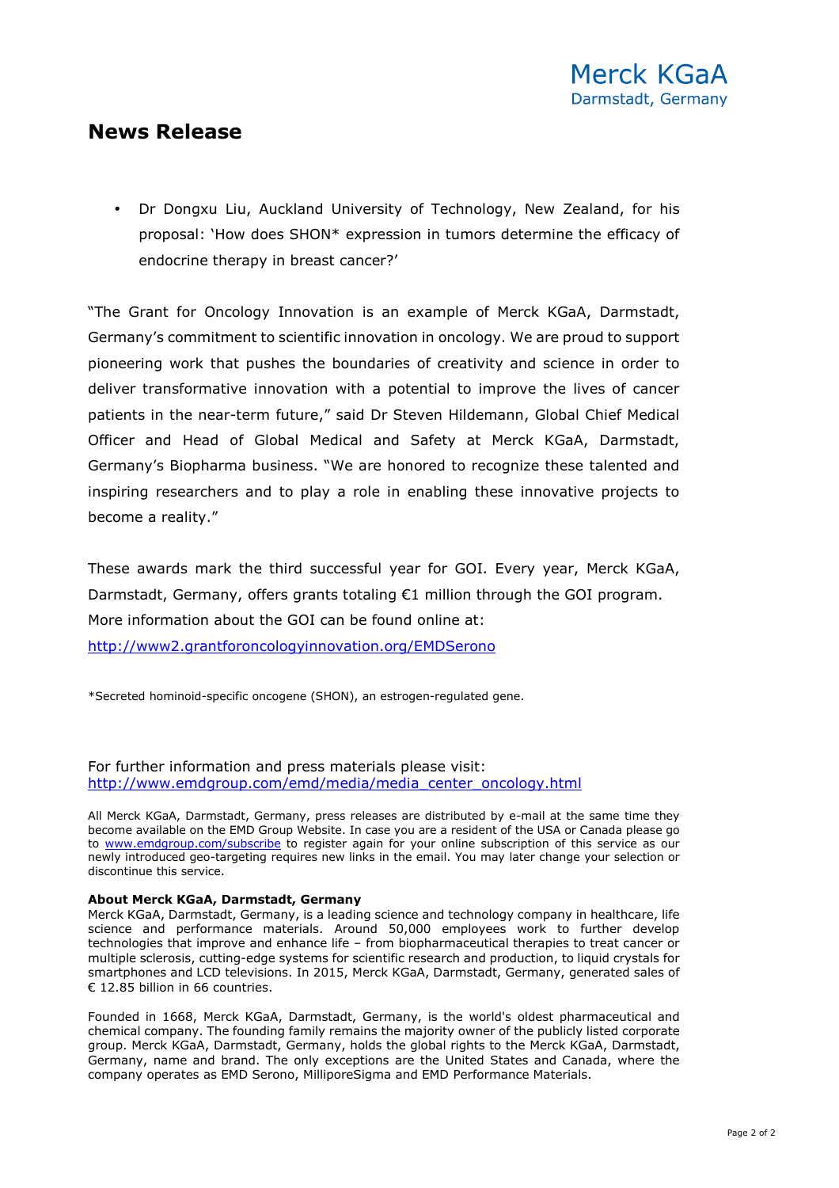# News Release

- Dr Dongxu Liu, Auckland University of Technology, New Zealand, for his proposal: 'How does SHON* expression in tumors determine the efficacy of endocrine therapy in breast cancer?'

"The Grant for Oncology Innovation is an example of Merck KGaA, Darmstadt, Germany's commitment to scientific innovation in oncology. We are proud to support pioneering work that pushes the boundaries of creativity and science in order to deliver transformative innovation with a potential to improve the lives of cancer patients in the near-term future," said Dr Steven Hildemann, Global Chief Medical Officer and Head of Global Medical and Safety at Merck KGaA, Darmstadt, Germany's Biopharma business. "We are honored to recognize these talented and inspiring researchers and to play a role in enabling these innovative projects to become a reality."

These awards mark the third successful year for GOI. Every year, Merck KGaA, Darmstadt, Germany, offers grants totaling €1 million through the GOI program. More information about the GOI can be found online at:
http://www2.grantforoncologyinnovation.org/EMDSerono

*Secreted hominoid-specific oncogene (SHON), an estrogen-regulated gene.

For further information and press materials please visit:
http://www.emdgroup.com/emd/media/media_center_oncology.html

All Merck KGaA, Darmstadt, Germany, press releases are distributed by e-mail at the same time they become available on the EMD Group Website. In case you are a resident of the USA or Canada please go to www.emdgroup.com/subscribe to register again for your online subscription of this service as our newly introduced geo-targeting requires new links in the email. You may later change your selection or discontinue this service.

**About Merck KGaA, Darmstadt, Germany**
Merck KGaA, Darmstadt, Germany, is a leading science and technology company in healthcare, life science and performance materials. Around 50,000 employees work to further develop technologies that improve and enhance life – from biopharmaceutical therapies to treat cancer or multiple sclerosis, cutting-edge systems for scientific research and production, to liquid crystals for smartphones and LCD televisions. In 2015, Merck KGaA, Darmstadt, Germany, generated sales of € 12.85 billion in 66 countries.

Founded in 1668, Merck KGaA, Darmstadt, Germany, is the world's oldest pharmaceutical and chemical company. The founding family remains the majority owner of the publicly listed corporate group. Merck KGaA, Darmstadt, Germany, holds the global rights to the Merck KGaA, Darmstadt, Germany, name and brand. The only exceptions are the United States and Canada, where the company operates as EMD Serono, MilliporeSigma and EMD Performance Materials.